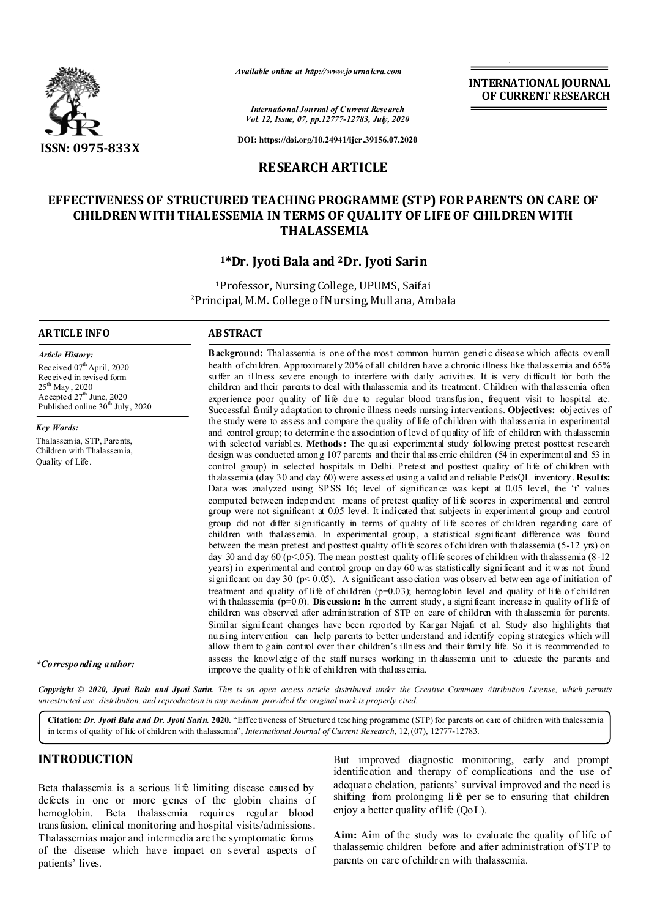*Available online at http://www.journalcra.com*

*International Journal of Current Research*
*Vol. 12, Issue, 07, pp.12777-12783, July, 2020*

**DOI: https://doi.org/10.24941/ijcr.39156.07.2020**

**INTERNATIONAL JOURNAL OF CURRENT RESEARCH**

**ISSN: 0975-833X**

## RESEARCH ARTICLE

# EFFECTIVENESS OF STRUCTURED TEACHING PROGRAMME (STP) FOR PARENTS ON CARE OF CHILDREN WITH THALESSEMIA IN TERMS OF QUALITY OF LIFE OF CHILDREN WITH THALASSEMIA

**[1]*Dr. Jyoti Bala and [2]Dr. Jyoti Sarin**

[1]Professor, Nursing College, UPUMS, Saifai
[2]Principal, M.M. College of Nursing, Mullana, Ambala

### ARTICLE INFO

*Article History:*

Received 07th April, 2020
Received in revised form 25th May, 2020
Accepted 27th June, 2020
Published online 30th July, 2020

*Key Words:*

Thalassemia, STP, Parents, Children with Thalassemia, Quality of Life.

*\*Corresponding author:*

### ABSTRACT

**Background:** Thalassemia is one of the most common human genetic disease which affects overall health of children. Approximately 20% of all children have a chronic illness like thalassemia and 65% suffer an illness severe enough to interfere with daily activities. It is very difficult for both the children and their parents to deal with thalassemia and its treatment. Children with thalassemia often experience poor quality of life due to regular blood transfusion, frequent visit to hospital etc. Successful family adaptation to chronic illness needs nursing interventions. **Objectives:** objectives of the study were to assess and compare the quality of life of children with thalassemia in experimental and control group; to determine the association of level of quality of life of children with thalassemia with selected variables. **Methods:** The quasi experimental study following pretest posttest research design was conducted among 107 parents and their thalassemic children (54 in experimental and 53 in control group) in selected hospitals in Delhi. Pretest and posttest quality of life of children with thalassemia (day 30 and day 60) were assessed using a valid and reliable PedsQL inventory. **Results:** Data was analyzed using SPSS 16; level of significance was kept at 0.05 level, the 't' values computed between independent means of pretest quality of life scores in experimental and control group were not significant at 0.05 level. It indicated that subjects in experimental group and control group did not differ significantly in terms of quality of life scores of children regarding care of children with thalassemia. In experimental group, a statistical significant difference was found between the mean pretest and posttest quality of life scores of children with thalassemia (5-12 yrs) on day 30 and day 60 ($p<.05$). The mean posttest quality of life scores of children with thalassemia (8-12 years) in experimental and control group on day 60 was statistically significant and it was not found significant on day 30 ($p< 0.05$). A significant association was observed between age of initiation of treatment and quality of life of children ($p=0.03$); hemoglobin level and quality of life of children with thalassemia ($p=0.0$). **Discussion:** In the current study, a significant increase in quality of life of children was observed after administration of STP on care of children with thalassemia for parents. Similar significant changes have been reported by Kargar Najafi et al. Study also highlights that nursing intervention can help parents to better understand and identify coping strategies which will allow them to gain control over their children's illness and their family life. So it is recommended to assess the knowledge of the staff nurses working in thalassemia unit to educate the parents and improve the quality of life of children with thalassemia.

*Copyright © 2020, Jyoti Bala and Jyoti Sarin. This is an open access article distributed under the Creative Commons Attribution License, which permits unrestricted use, distribution, and reproduction in any medium, provided the original work is properly cited.*

**Citation:** *Dr. Jyoti Bala and Dr. Jyoti Sarin.* **2020.** "Effectiveness of Structured teaching programme (STP) for parents on care of children with thalessemia in terms of quality of life of children with thalassemia", *International Journal of Current Research*, 12, (07), 12777-12783.

## INTRODUCTION

Beta thalassemia is a serious life limiting disease caused by defects in one or more genes of the globin chains of hemoglobin. Beta thalassemia requires regular blood transfusion, clinical monitoring and hospital visits/admissions. Thalassemias major and intermedia are the symptomatic forms of the disease which have impact on several aspects of patients' lives. But improved diagnostic monitoring, early and prompt identification and therapy of complications and the use of adequate chelation, patients' survival improved and the need is shifting from prolonging life per se to ensuring that children enjoy a better quality of life (QoL).

**Aim:** Aim of the study was to evaluate the quality of life of thalassemic children before and after administration of STP to parents on care of children with thalassemia.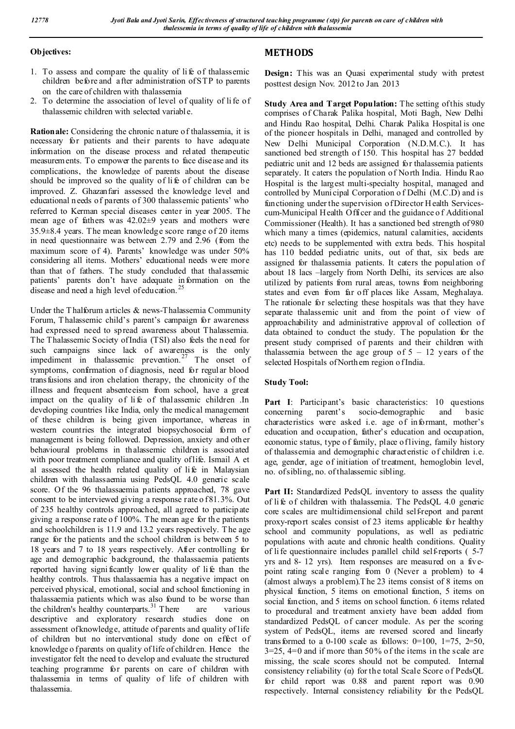**Objectives:**

1. To assess and compare the quality of life of thalassemic children before and after administration of STP to parents on the care of children with thalassemia
2. To determine the association of level of quality of life of thalassemic children with selected variable.

**Rationale:** Considering the chronic nature of thalassemia, it is necessary for patients and their parents to have adequate information on the disease process and related therapeutic measurements. To empower the parents to face disease and its complications, the knowledge of parents about the disease should be improved so the quality of life of children can be improved. Z. Ghazanfari assessed the knowledge level and educational needs of parents of 300 thalassemic patients' who referred to Kerman special diseases center in year 2005. The mean age of fathers was 42.02±9 years and mothers were 35.9±8.4 years. The mean knowledge score range of 20 items in need questionnaire was between 2.79 and 2.96 (from the maximum score of 4). Parents' knowledge was under 50% considering all items. Mothers' educational needs were more than that of fathers. The study concluded that thalassemic patients' parents don't have adequate information on the disease and need a high level of education.[25]

Under the Thalforum articles & news-Thalassemia Community Forum, Thalassemic child's parent's campaign for awareness had expressed need to spread awareness about Thalassemia. The Thalassemic Society of India (TSI) also feels the need for such campaigns since lack of awareness is the only impediment in thalassemic prevention.[27] The onset of symptoms, confirmation of diagnosis, need for regular blood transfusions and iron chelation therapy, the chronicity of the illness and frequent absenteeism from school, have a great impact on the quality of life of thalassemic children .In developing countries like India, only the medical management of these children is being given importance, whereas in western countries the integrated biopsychosocial form of management is being followed. Depression, anxiety and other behavioural problems in thalassemic children is associated with poor treatment compliance and quality of life. Ismail A et al assessed the health related quality of life in Malaysian children with thalassaemia using PedsQL 4.0 generic scale score. Of the 96 thalassaemia patients approached, 78 gave consent to be interviewed giving a response rate of 81.3%. Out of 235 healthy controls approached, all agreed to participate giving a response rate of 100%. The mean age for the patients and schoolchildren is 11.9 and 13.2 years respectively. The age range for the patients and the school children is between 5 to 18 years and 7 to 18 years respectively. After controlling for age and demographic background, the thalassaemia patients reported having significantly lower quality of life than the healthy controls. Thus thalassaemia has a negative impact on perceived physical, emotional, social and school functioning in thalassaemia patients which was also found to be worse than the children's healthy counterparts.[31] There are various descriptive and exploratory research studies done on assessment of knowledge, attitude of parents and quality of life of children but no interventional study done on effect of knowledge of parents on quality of life of children. Hence the investigator felt the need to develop and evaluate the structured teaching programme for parents on care of children with thalassemia in terms of quality of life of children with thalassemia.

## METHODS

**Design:** This was an Quasi experimental study with pretest posttest design Nov. 2012 to Jan. 2013

**Study Area and Target Population:** The setting of this study comprises of Charak Palika hospital, Moti Bagh, New Delhi and Hindu Rao hospital, Delhi. Charak Palika Hospital is one of the pioneer hospitals in Delhi, managed and controlled by New Delhi Municipal Corporation (N.D.M.C.). It has sanctioned bed strength of 150. This hospital has 27 bedded pediatric unit and 12 beds are assigned for thalassemia patients separately. It caters the population of North India. Hindu Rao Hospital is the largest multi-specialty hospital, managed and controlled by Municipal Corporation of Delhi (M.C.D) and is functioning under the supervision of Director Health Services-cum-Municipal Health Officer and the guidance of Additional Commissioner (Health). It has a sanctioned bed strength of 980 which many a times (epidemics, natural calamities, accidents etc) needs to be supplemented with extra beds. This hospital has 110 bedded pediatric units, out of that, six beds are assigned for thalassemia patients. It caters the population of about 18 lacs –largely from North Delhi, its services are also utilized by patients from rural areas, towns from neighboring states and even from far off places like Assam, Meghalaya. The rationale for selecting these hospitals was that they have separate thalassemic unit and from the point of view of approachability and administrative approval of collection of data obtained to conduct the study. The population for the present study comprised of parents and their children with thalassemia between the age group of 5 – 12 years of the selected Hospitals of Northern region of India.

**Study Tool:**

**Part I**: Participant's basic characteristics: 10 questions concerning parent's socio-demographic and basic characteristics were asked i.e. age of informant, mother's education and occupation, father's education and occupation, economic status, type of family, place of living, family history of thalassemia and demographic characteristic of children i.e. age, gender, age of initiation of treatment, hemoglobin level, no. of sibling, no. of thalassemic sibling.

**Part II:** Standardized PedsQL inventory to assess the quality of life of children with thalassemia. The PedsQL 4.0 generic core scales are multidimensional child self-report and parent proxy-report scales consist of 23 items applicable for healthy school and community populations, as well as pediatric populations with acute and chronic health conditions. Quality of life questionnaire includes parallel child self-reports ( 5-7 yrs and 8- 12 yrs). Item responses are measured on a five-point rating scale ranging from 0 (Never a problem) to 4 (almost always a problem).The 23 items consist of 8 items on physical function, 5 items on emotional function, 5 items on social function, and 5 items on school function. 6 items related to procedural and treatment anxiety have been added from standardized PedsQL of cancer module. As per the scoring system of PedsQL, items are reversed scored and linearly transformed to a 0-100 scale as follows: 0=100, 1=75, 2=50, 3=25, 4=0 and if more than 50% of the items in the scale are missing, the scale scores should not be computed. Internal consistency reliability (α) for the total Scale Score of PedsQL for child report was 0.88 and parent report was 0.90 respectively. Internal consistency reliability for the PedsQL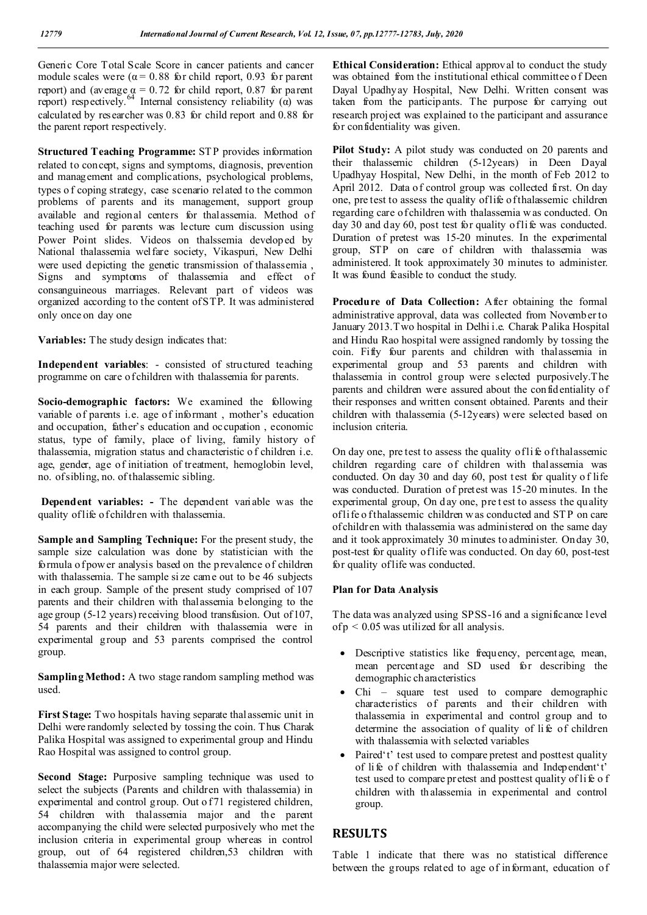Generic Core Total Scale Score in cancer patients and cancer module scales were ($\alpha = 0.88$ for child report, 0.93 for parent report) and (average $\alpha = 0.72$ for child report, 0.87 for parent report) respectively.[64] Internal consistency reliability ($\alpha$) was calculated by researcher was 0.83 for child report and 0.88 for the parent report respectively.

**Structured Teaching Programme:** STP provides information related to concept, signs and symptoms, diagnosis, prevention and management and complications, psychological problems, types of coping strategy, case scenario related to the common problems of parents and its management, support group available and regional centers for thalassemia. Method of teaching used for parents was lecture cum discussion using Power Point slides. Videos on thalssemia developed by National thalassemia welfare society, Vikaspuri, New Delhi were used depicting the genetic transmission of thalassemia , Signs and symptoms of thalassemia and effect of consanguineous marriages. Relevant part of videos was organized according to the content of STP. It was administered only once on day one

**Variables:** The study design indicates that:

**Independent variables**: - consisted of structured teaching programme on care of children with thalassemia for parents.

**Socio-demographic factors:** We examined the following variable of parents i.e. age of informant , mother's education and occupation, father's education and occupation , economic status, type of family, place of living, family history of thalassemia, migration status and characteristic of children i.e. age, gender, age of initiation of treatment, hemoglobin level, no. of sibling, no. of thalassemic sibling.

**Dependent variables: -** The dependent variable was the quality of life of children with thalassemia.

**Sample and Sampling Technique:** For the present study, the sample size calculation was done by statistician with the formula of power analysis based on the prevalence of children with thalassemia. The sample size came out to be 46 subjects in each group. Sample of the present study comprised of 107 parents and their children with thalassemia belonging to the age group (5-12 years) receiving blood transfusion. Out of 107, 54 parents and their children with thalassemia were in experimental group and 53 parents comprised the control group.

**Sampling Method:** A two stage random sampling method was used.

**First Stage:** Two hospitals having separate thalassemic unit in Delhi were randomly selected by tossing the coin. Thus Charak Palika Hospital was assigned to experimental group and Hindu Rao Hospital was assigned to control group.

**Second Stage:** Purposive sampling technique was used to select the subjects (Parents and children with thalassemia) in experimental and control group. Out of 71 registered children, 54 children with thalassemia major and the parent accompanying the child were selected purposively who met the inclusion criteria in experimental group whereas in control group, out of 64 registered children,53 children with thalassemia major were selected.

**Ethical Consideration:** Ethical approval to conduct the study was obtained from the institutional ethical committee of Deen Dayal Upadhyay Hospital, New Delhi. Written consent was taken from the participants. The purpose for carrying out research project was explained to the participant and assurance for confidentiality was given.

**Pilot Study:** A pilot study was conducted on 20 parents and their thalassemic children (5-12years) in Deen Dayal Upadhyay Hospital, New Delhi, in the month of Feb 2012 to April 2012. Data of control group was collected first. On day one, pre test to assess the quality of life of thalassemic children regarding care of children with thalassemia was conducted. On day 30 and day 60, post test for quality of life was conducted. Duration of pretest was 15-20 minutes. In the experimental group, STP on care of children with thalassemia was administered. It took approximately 30 minutes to administer. It was found feasible to conduct the study.

**Procedure of Data Collection:** After obtaining the formal administrative approval, data was collected from November to January 2013.Two hospital in Delhi i.e. Charak Palika Hospital and Hindu Rao hospital were assigned randomly by tossing the coin. Fifty four parents and children with thalassemia in experimental group and 53 parents and children with thalassemia in control group were selected purposively.The parents and children were assured about the confidentiality of their responses and written consent obtained. Parents and their children with thalassemia (5-12years) were selected based on inclusion criteria.

On day one, pre test to assess the quality of life of thalassemic children regarding care of children with thalassemia was conducted. On day 30 and day 60, post test for quality of life was conducted. Duration of pretest was 15-20 minutes. In the experimental group, On day one, pre test to assess the quality of life of thalassemic children was conducted and STP on care of children with thalassemia was administered on the same day and it took approximately 30 minutes to administer. On day 30, post-test for quality of life was conducted. On day 60, post-test for quality of life was conducted.

**Plan for Data Analysis**

The data was analyzed using SPSS-16 and a significance level of $p < 0.05$ was utilized for all analysis.

- Descriptive statistics like frequency, percentage, mean, mean percentage and SD used for describing the demographic characteristics
- Chi – square test used to compare demographic characteristics of parents and their children with thalassemia in experimental and control group and to determine the association of quality of life of children with thalassemia with selected variables
- Paired't' test used to compare pretest and posttest quality of life of children with thalassemia and Independent't' test used to compare pretest and posttest quality of life of children with thalassemia in experimental and control group.

## RESULTS

Table 1 indicate that there was no statistical difference between the groups related to age of informant, education of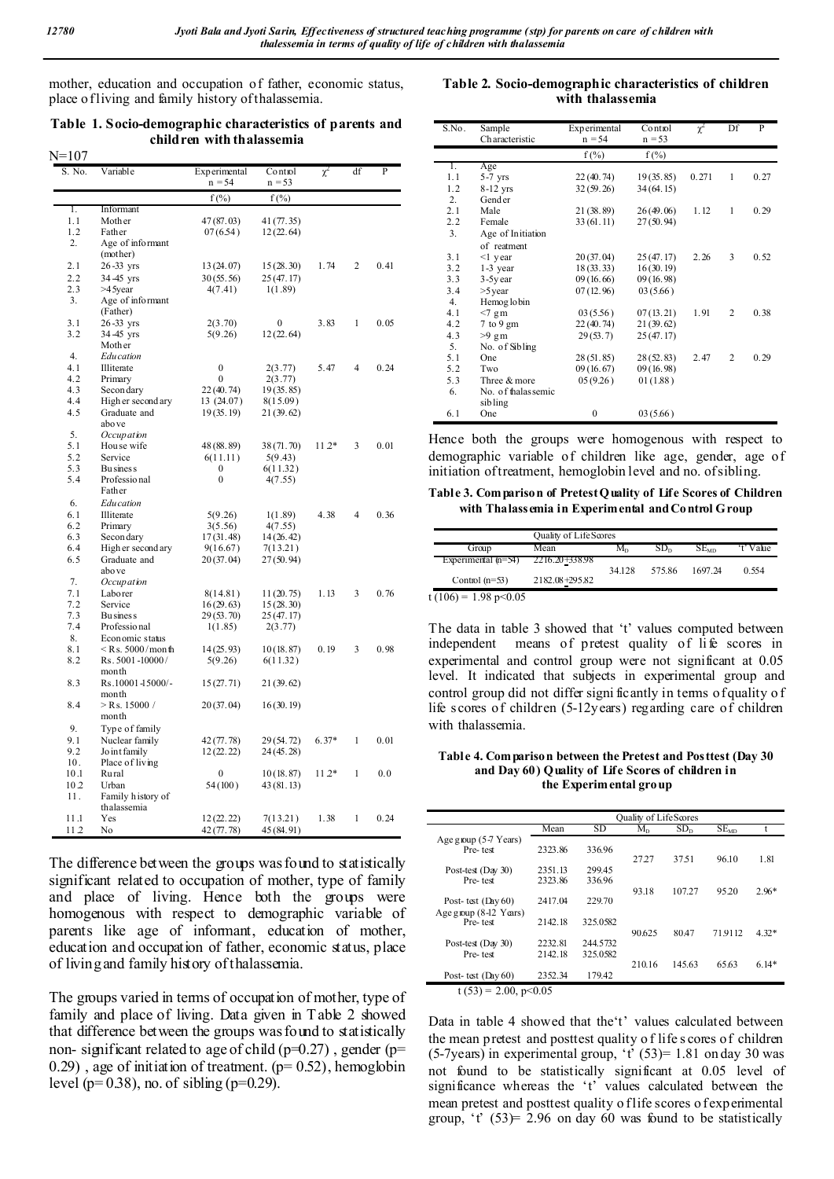mother, education and occupation of father, economic status, place of living and family history of thalassemia.

**Table 1. Socio-demographic characteristics of parents and children with thalassemia**

N=107

| S. No. | Variable | Experimental n = 54 | Control n = 53 | $\chi^2$ | df | P |
|---|---|---|---|---|---|---|
| | | f (%) | f (%) | | | |
| 1. | Informant | | | | | |
| 1.1 | Mother | 47 (87.03) | 41 (77.35) | | | |
| 1.2 | Father | 07 (6.54) | 12 (22.64) | | | |
| 2. | Age of informant (mother) | | | | | |
| 2.1 | 26-33 yrs | 13 (24.07) | 15 (28.30) | 1.74 | 2 | 0.41 |
| 2.2 | 34-45 yrs | 30 (55.56) | 25 (47.17) | | | |
| 2.3 | >45year | 4 (7.41) | 1 (1.89) | | | |
| 3. | Age of informant (Father) | | | | | |
| 3.1 | 26-33 yrs | 2 (3.70) | 0 | 3.83 | 1 | 0.05 |
| 3.2 | 34-45 yrs | 5 (9.26) | 12 (22.64) | | | |
| | Mother | | | | | |
| 4. | *Education* | | | | | |
| 4.1 | Illiterate | 0 | 2 (3.77) | 5.47 | 4 | 0.24 |
| 4.2 | Primary | 0 | 2 (3.77) | | | |
| 4.3 | Secondary | 22 (40.74) | 19 (35.85) | | | |
| 4.4 | Higher secondary | 13 (24.07) | 8 (15.09) | | | |
| 4.5 | Graduate and above | 19 (35.19) | 21 (39.62) | | | |
| 5. | *Occupation* | | | | | |
| 5.1 | House wife | 48 (88.89) | 38 (71.70) | 11.2* | 3 | 0.01 |
| 5.2 | Service | 6 (11.11) | 5 (9.43) | | | |
| 5.3 | Business | 0 | 6 (11.32) | | | |
| 5.4 | Professional | 0 | 4 (7.55) | | | |
| | Father | | | | | |
| 6. | *Education* | | | | | |
| 6.1 | Illiterate | 5 (9.26) | 1 (1.89) | 4.38 | 4 | 0.36 |
| 6.2 | Primary | 3 (5.56) | 4 (7.55) | | | |
| 6.3 | Secondary | 17 (31.48) | 14 (26.42) | | | |
| 6.4 | Higher secondary | 9 (16.67) | 7 (13.21) | | | |
| 6.5 | Graduate and above | 20 (37.04) | 27 (50.94) | | | |
| 7. | *Occupation* | | | | | |
| 7.1 | Laborer | 8 (14.81) | 11 (20.75) | 1.13 | 3 | 0.76 |
| 7.2 | Service | 16 (29.63) | 15 (28.30) | | | |
| 7.3 | Business | 29 (53.70) | 25 (47.17) | | | |
| 7.4 | Professional | 1 (1.85) | 2 (3.77) | | | |
| 8. | Economic status | | | | | |
| 8.1 | < Rs. 5000/month | 14 (25.93) | 10 (18.87) | 0.19 | 3 | 0.98 |
| 8.2 | Rs. 5001-10000/month | 5 (9.26) | 6 (11.32) | | | |
| 8.3 | Rs.10001-15000/-month | 15 (27.71) | 21 (39.62) | | | |
| 8.4 | > Rs. 15000 / month | 20 (37.04) | 16 (30.19) | | | |
| 9. | Type of family | | | | | |
| 9.1 | Nuclear family | 42 (77.78) | 29 (54.72) | 6.37* | 1 | 0.01 |
| 9.2 | Joint family | 12 (22.22) | 24 (45.28) | | | |
| 10. | Place of living | | | | | |
| 10.1 | Rural | 0 | 10 (18.87) | 11.2* | 1 | 0.0 |
| 10.2 | Urban | 54 (100) | 43 (81.13) | | | |
| 11. | Family history of thalassemia | | | | | |
| 11.1 | Yes | 12 (22.22) | 7 (13.21) | 1.38 | 1 | 0.24 |
| 11.2 | No | 42 (77.78) | 45 (84.91) | | | |

The difference between the groups was found to statistically significant related to occupation of mother, type of family and place of living. Hence both the groups were homogenous with respect to demographic variable of parents like age of informant, education of mother, education and occupation of father, economic status, place of living and family history of thalassemia.

The groups varied in terms of occupation of mother, type of family and place of living. Data given in Table 2 showed that difference between the groups was found to statistically non- significant related to age of child (p=0.27) , gender (p= 0.29) , age of initiation of treatment. (p= 0.52), hemoglobin level (p= 0.38), no. of sibling (p=0.29).

**Table 2. Socio-demographic characteristics of children with thalassemia**

| S.No. | Sample Characteristic | Experimental n = 54 | Control n = 53 | $\chi^2$ | Df | P |
|---|---|---|---|---|---|---|
| | | f (%) | f (%) | | | |
| 1. | Age | | | | | |
| 1.1 | 5-7 yrs | 22 (40.74) | 19 (35.85) | 0.271 | 1 | 0.27 |
| 1.2 | 8-12 yrs | 32 (59.26) | 34 (64.15) | | | |
| 2. | Gender | | | | | |
| 2.1 | Male | 21 (38.89) | 26 (49.06) | 1.12 | 1 | 0.29 |
| 2.2 | Female | 33 (61.11) | 27 (50.94) | | | |
| 3. | Age of Initiation of reatment | | | | | |
| 3.1 | <1 year | 20 (37.04) | 25 (47.17) | 2.26 | 3 | 0.52 |
| 3.2 | 1-3 year | 18 (33.33) | 16 (30.19) | | | |
| 3.3 | 3-5year | 09 (16.66) | 09 (16.98) | | | |
| 3.4 | >5year | 07 (12.96) | 03 (5.66) | | | |
| 4. | Hemoglobin | | | | | |
| 4.1 | <7 gm | 03 (5.56) | 07 (13.21) | 1.91 | 2 | 0.38 |
| 4.2 | 7 to 9 gm | 22 (40.74) | 21 (39.62) | | | |
| 4.3 | >9 gm | 29 (53.7) | 25 (47.17) | | | |
| 5. | No. of Sibling | | | | | |
| 5.1 | One | 28 (51.85) | 28 (52.83) | 2.47 | 2 | 0.29 |
| 5.2 | Two | 09 (16.67) | 09 (16.98) | | | |
| 5.3 | Three & more | 05 (9.26) | 01 (1.88) | | | |
| 6. | No. of thalassemic sibling | | | | | |
| 6.1 | One | 0 | 03 (5.66) | | | |

Hence both the groups were homogenous with respect to demographic variable of children like age, gender, age of initiation of treatment, hemoglobin level and no. of sibling.

**Table 3. Comparison of Pretest Quality of Life Scores of Children with Thalassemia in Experimental and Control Group**

| Group | Quality of Life Scores Mean | $M_D$ | $SD_D$ | $SE_{MD}$ | 't' Value |
|---|---|---|---|---|---|
| Experimental (n=54) | 2216.20±338.98 | 34.128 | 575.86 | 1697.24 | 0.554 |
| Control (n=53) | 2182.08±295.82 | | | | |

$t(106) = 1.98$ $p<0.05$

The data in table 3 showed that 't' values computed between independent means of pretest quality of life scores in experimental and control group were not significant at 0.05 level. It indicated that subjects in experimental group and control group did not differ significantly in terms of quality of life scores of children (5-12years) regarding care of children with thalassemia.

**Table 4. Comparison between the Pretest and Posttest (Day 30 and Day 60) Quality of Life Scores of children in the Experimental group**

| | Quality of Life Scores Mean | SD | $M_D$ | $SD_D$ | $SE_{MD}$ | t |
|---|---|---|---|---|---|---|
| Age group (5-7 Years) | | | | | | |
| Pre- test | 2323.86 | 336.96 | 27.27 | 37.51 | 96.10 | 1.81 |
| Post-test (Day 30) | 2351.13 | 299.45 | | | | |
| Pre- test | 2323.86 | 336.96 | 93.18 | 107.27 | 95.20 | 2.96* |
| Post- test (Day 60) | 2417.04 | 229.70 | | | | |
| Age group (8-12 Years) | | | | | | |
| Pre- test | 2142.18 | 325.0582 | 90.625 | 80.47 | 71.9112 | 4.32* |
| Post-test (Day 30) | 2232.81 | 244.5732 | | | | |
| Pre- test | 2142.18 | 325.0582 | 210.16 | 145.63 | 65.63 | 6.14* |
| Post- test (Day 60) | 2352.34 | 179.42 | | | | |

$t(53) = 2.00$, $p<0.05$

Data in table 4 showed that the 't' values calculated between the mean pretest and posttest quality of life scores of children (5-7years) in experimental group, 't' (53)= 1.81 on day 30 was not found to be statistically significant at 0.05 level of significance whereas the 't' values calculated between the mean pretest and posttest quality of life scores of experimental group, 't' (53)= 2.96 on day 60 was found to be statistically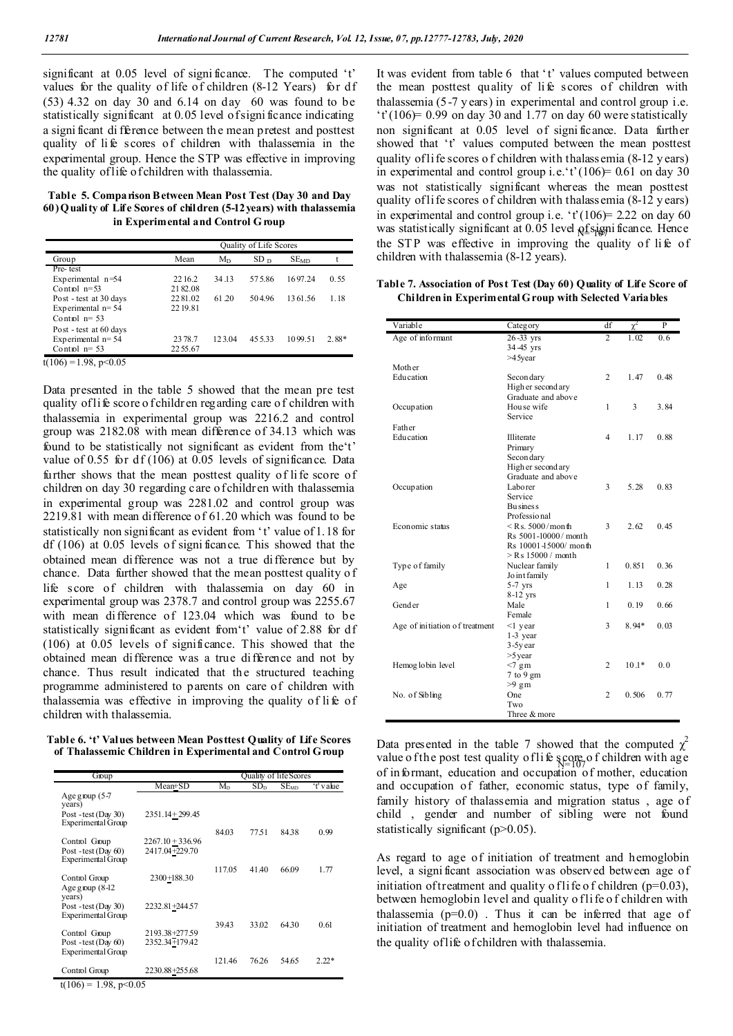significant at 0.05 level of significance. The computed 't' values for the quality of life of children (8-12 Years) for df (53) 4.32 on day 30 and 6.14 on day 60 was found to be statistically significant at 0.05 level of significance indicating a significant difference between the mean pretest and posttest quality of life scores of children with thalassemia in the experimental group. Hence the STP was effective in improving the quality of life of children with thalassemia.

**Table 5. Comparison Between Mean Post Test (Day 30 and Day 60) Quality of Life Scores of children (5-12 years) with thalassemia in Experimental and Control Group**

| Group | Quality of Life Scores | | | | |
|---|---|---|---|---|---|
| | Mean | $M_D$ | $SD_D$ | $SE_{MD}$ | t |
| Pre- test | | | | | |
| Experimental n=54 | 2216.2 | 34.13 | 575.86 | 1697.24 | 0.55 |
| Control n=53 | 2182.08 | | | | |
| Post - test at 30 days | 2281.02 | 61.20 | 504.96 | 1361.56 | 1.18 |
| Experimental n= 54 | 2219.81 | | | | |
| Control n= 53 | | | | | |
| Post - test at 60 days | | | | | |
| Experimental n= 54 | 2378.7 | 123.04 | 455.33 | 1099.51 | 2.88* |
| Control n= 53 | 2255.67 | | | | |

$t(106) = 1.98, p<0.05$

Data presented in the table 5 showed that the mean pre test quality of life score of children regarding care of children with thalassemia in experimental group was 2216.2 and control group was 2182.08 with mean difference of 34.13 which was found to be statistically not significant as evident from the't' value of 0.55 for df (106) at 0.05 levels of significance. Data further shows that the mean posttest quality of life score of children on day 30 regarding care of children with thalassemia in experimental group was 2281.02 and control group was 2219.81 with mean difference of 61.20 which was found to be statistically non significant as evident from 't' value of 1.18 for df (106) at 0.05 levels of significance. This showed that the obtained mean difference was not a true difference but by chance. Data further showed that the mean posttest quality of life score of children with thalassemia on day 60 in experimental group was 2378.7 and control group was 2255.67 with mean difference of 123.04 which was found to be statistically significant as evident from't' value of 2.88 for df (106) at 0.05 levels of significance. This showed that the obtained mean difference was a true difference and not by chance. Thus result indicated that the structured teaching programme administered to parents on care of children with thalassemia was effective in improving the quality of life of children with thalassemia.

**Table 6. 't' Values between Mean Posttest Quality of Life Scores of Thalassemic Children in Experimental and Control Group**

| Group | Quality of life Scores | | | | |
|---|---|---|---|---|---|
| | Mean±SD | $M_D$ | $SD_D$ | $SE_{MD}$ | 't' value |
| Age group (5-7 years) | | | | | |
| Post - test (Day 30) Experimental Group | 2351.14 + 299.45 | | | | |
| | | 84.03 | 77.51 | 84.38 | 0.99 |
| Control Group | 2267.10 + 336.96 | | | | |
| Post - test (Day 60) Experimental Group | 2417.04+229.70 | | | | |
| | | 117.05 | 41.40 | 66.09 | 1.77 |
| Control Group | 2300+188.30 | | | | |
| Age group (8-12 years) | | | | | |
| Post - test (Day 30) Experimental Group | 2232.81+244.57 | | | | |
| | | 39.43 | 33.02 | 64.30 | 0.61 |
| Control Group | 2193.38+277.59 | | | | |
| Post - test (Day 60) Experimental Group | 2352.34+179.42 | | | | |
| | | 121.46 | 76.26 | 54.65 | 2.22* |
| Control Group | 2230.88+255.68 | | | | |

$t(106) = 1.98, p<0.05$

It was evident from table 6 that 't' values computed between the mean posttest quality of life scores of children with thalassemia (5-7 years) in experimental and control group i.e. 't'(106)= 0.99 on day 30 and 1.77 on day 60 were statistically non significant at 0.05 level of significance. Data further showed that 't' values computed between the mean posttest quality of life scores of children with thalassemia (8-12 years) in experimental and control group i.e.'t'(106)= 0.61 on day 30 was not statistically significant whereas the mean posttest quality of life scores of children with thalassemia (8-12 years) in experimental and control group i.e. 't'(106)= 2.22 on day 60 was statistically significant at 0.05 level of significance. Hence the STP was effective in improving the quality of life of children with thalassemia (8-12 years).

**Table 7. Association of Post Test (Day 60) Quality of Life Score of Children in Experimental Group with Selected Variables**

N=107

| Variable | Category | df | $\chi^2$ | P |
|---|---|---|---|---|
| Age of informant | 26-33 yrs<br>34-45 yrs<br>>45year | 2 | 1.02 | 0.6 |
| Mother | | | | |
| Education | Secondary<br>Higher secondary<br>Graduate and above | 2 | 1.47 | 0.48 |
| Occupation | House wife<br>Service | 1 | 3 | 3.84 |
| Father | | | | |
| Education | Illiterate<br>Primary<br>Secondary<br>Higher secondary<br>Graduate and above | 4 | 1.17 | 0.88 |
| Occupation | Laborer<br>Service<br>Business<br>Professional | 3 | 5.28 | 0.83 |
| Economic status | < Rs. 5000/month<br>Rs 5001-10000/ month<br>Rs 10001-15000/ month<br>> Rs 15000 / month | 3 | 2.62 | 0.45 |
| Type of family | Nuclear family<br>Joint family | 1 | 0.851 | 0.36 |
| Age | 5-7 yrs<br>8-12 yrs | 1 | 1.13 | 0.28 |
| Gender | Male<br>Female | 1 | 0.19 | 0.66 |
| Age of initiation of treatment | <1 year<br>1-3 year<br>3-5year<br>>5year | 3 | 8.94* | 0.03 |
| Hemoglobin level | <7 gm<br>7 to 9 gm<br>>9 gm | 2 | 10.1* | 0.0 |
| No. of Sibling | One<br>Two<br>Three & more | 2 | 0.506 | 0.77 |

Data presented in the table 7 showed that the computed $\chi^2$ value of the post test quality of life score of children with age of informant, education and occupation of mother, education and occupation of father, economic status, type of family, family history of thalassemia and migration status , age of child , gender and number of sibling were not found statistically significant (p>0.05).

As regard to age of initiation of treatment and hemoglobin level, a significant association was observed between age of initiation of treatment and quality of life of children (p=0.03), between hemoglobin level and quality of life of children with thalassemia (p=0.0) . Thus it can be inferred that age of initiation of treatment and hemoglobin level had influence on the quality of life of children with thalassemia.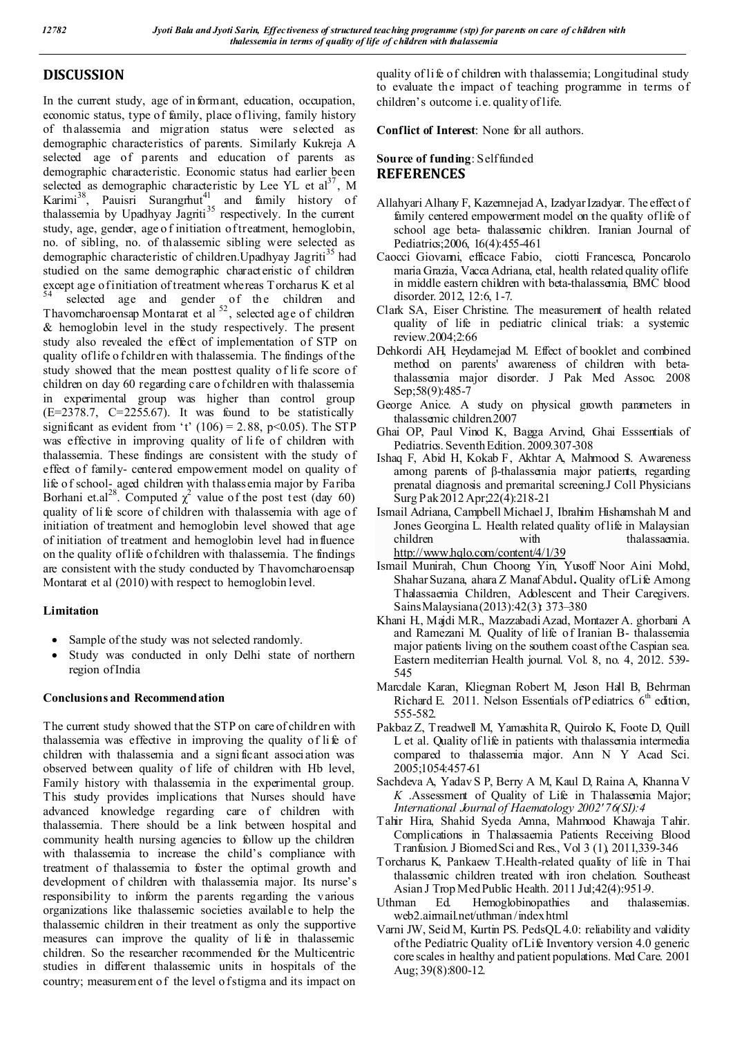## DISCUSSION

In the current study, age of informant, education, occupation, economic status, type of family, place of living, family history of thalassemia and migration status were selected as demographic characteristics of parents. Similarly Kukreja A selected age of parents and education of parents as demographic characteristic. Economic status had earlier been selected as demographic characteristic by Lee YL et al[37], M Karimi[38], Pauisri Surangrhut[41] and family history of thalassemia by Upadhyay Jagriti[35] respectively. In the current study, age, gender, age of initiation of treatment, hemoglobin, no. of sibling, no. of thalassemic sibling were selected as demographic characteristic of children.Upadhyay Jagriti[35] had studied on the same demographic characteristic of children except age of initiation of treatment whereas Torcharus K et al [54] selected age and gender of the children and Thavorncharoensap Montarat et al [52], selected age of children & hemoglobin level in the study respectively. The present study also revealed the effect of implementation of STP on quality of life of children with thalassemia. The findings of the study showed that the mean posttest quality of life score of children on day 60 regarding care of children with thalassemia in experimental group was higher than control group (E=2378.7, C=2255.67). It was found to be statistically significant as evident from 't' $(106) = 2.88$, $p<0.05$). The STP was effective in improving quality of life of children with thalassemia. These findings are consistent with the study of effect of family- centered empowerment model on quality of life of school- aged children with thalassemia major by Fariba Borhani et.al[28]. Computed $\chi^2$ value of the post test (day 60) quality of life score of children with thalassemia with age of initiation of treatment and hemoglobin level showed that age of initiation of treatment and hemoglobin level had influence on the quality of life of children with thalassemia. The findings are consistent with the study conducted by Thavorncharoensap Montarat et al (2010) with respect to hemoglobin level.

### Limitation

- Sample of the study was not selected randomly.
- Study was conducted in only Delhi state of northern region of India

### Conclusions and Recommendation

The current study showed that the STP on care of children with thalassemia was effective in improving the quality of life of children with thalassemia and a significant association was observed between quality of life of children with Hb level, Family history with thalassemia in the experimental group. This study provides implications that Nurses should have advanced knowledge regarding care of children with thalassemia. There should be a link between hospital and community health nursing agencies to follow up the children with thalassemia to increase the child's compliance with treatment of thalassemia to foster the optimal growth and development of children with thalassemia major. Its nurse's responsibility to inform the parents regarding the various organizations like thalassemic societies available to help the thalassemic children in their treatment as only the supportive measures can improve the quality of life in thalassemic children. So the researcher recommended for the Multicentric studies in different thalassemic units in hospitals of the country; measurement of the level of stigma and its impact on quality of life of children with thalassemia; Longitudinal study to evaluate the impact of teaching programme in terms of children's outcome i.e. quality of life.

**Conflict of Interest**: None for all authors.

**Source of funding**: Self funded

## REFERENCES

Allahyari Alhany F, Kazemnejad A, Izadyar Izadyar. The effect of family centered empowerment model on the quality of life of school age beta- thalassemic children. Iranian Journal of Pediatrics;2006, 16(4):455-461

Caocci Giovanni, efficace Fabio, ciotti Francesca, Poncarolo maria Grazia, Vacca Adriana, etal, health related quality of life in middle eastern children with beta-thalassemia, BMC blood disorder. 2012, 12:6, 1-7.

Clark SA, Eiser Christine. The measurement of health related quality of life in pediatric clinical trials: a systemic review.2004;2:66

Dehkordi AH, Heydarnejad M. Effect of booklet and combined method on parents' awareness of children with beta-thalassemia major disorder. J Pak Med Assoc. 2008 Sep;58(9):485-7

George Anice. A study on physical growth parameters in thalassemic children.2007

Ghai OP, Paul Vinod K, Bagga Arvind, Ghai Esssentials of Pediatrics. Seventh Edition. 2009.307-308

Ishaq F, Abid H, Kokab F, Akhtar A, Mahmood S. Awareness among parents of β-thalassemia major patients, regarding prenatal diagnosis and premarital screening.J Coll Physicians Surg Pak 2012 Apr;22(4):218-21

Ismail Adriana, Campbell Michael J, Ibrahim Hishamshah M and Jones Georgina L. Health related quality of life in Malaysian children with thalassaemia. http://www.hqlo.com/content/4/1/39

Ismail Munirah, Chun Choong Yin, Yusoff Noor Aini Mohd, Shahar Suzana, ahara Z Manaf Abdul**.** Quality of Life Among Thalassaemia Children, Adolescent and Their Caregivers. Sains Malaysiana (2013):42(3): 373–380

Khani H., Majdi M.R., Mazzabadi Azad, Montazer A. ghorbani A and Ramezani M. Quality of life of Iranian B- thalassemia major patients living on the southern coast of the Caspian sea. Eastern mediterrian Health journal. Vol. 8, no. 4, 2012. 539-545

Marcdale Karan, Kliegman Robert M, Jeson Hall B, Behrman Richard E. 2011. Nelson Essentials of Pediatrics. 6[th] edition, 555-582.

Pakbaz Z, Treadwell M, Yamashita R, Quirolo K, Foote D, Quill L et al. Quality of life in patients with thalassemia intermedia compared to thalassemia major. Ann N Y Acad Sci. 2005;1054:457-61

Sachdeva A, Yadav S P, Berry A M, Kaul D, Raina A, Khanna V *K* .Assessment of Quality of Life in Thalassemia Major; *International Journal of Haematology 2002' 76(SI):4*

Tahir Hira, Shahid Syeda Amna, Mahmood Khawaja Tahir. Complications in Thalassaemia Patients Receiving Blood Tranfusion. J Biomed Sci and Res., Vol 3 (1), 2011,339-346

Torcharus K, Pankaew T.Health-related quality of life in Thai thalassemic children treated with iron chelation. Southeast Asian J Trop Med Public Health. 2011 Jul;42(4):951-9.

Uthman Ed. Hemoglobinopathies and thalassemias. web2.airmail.net/uthman/index.html

Varni JW, Seid M, Kurtin PS. PedsQL 4.0: reliability and validity of the Pediatric Quality of Life Inventory version 4.0 generic core scales in healthy and patient populations. Med Care. 2001 Aug; 39(8):800-12.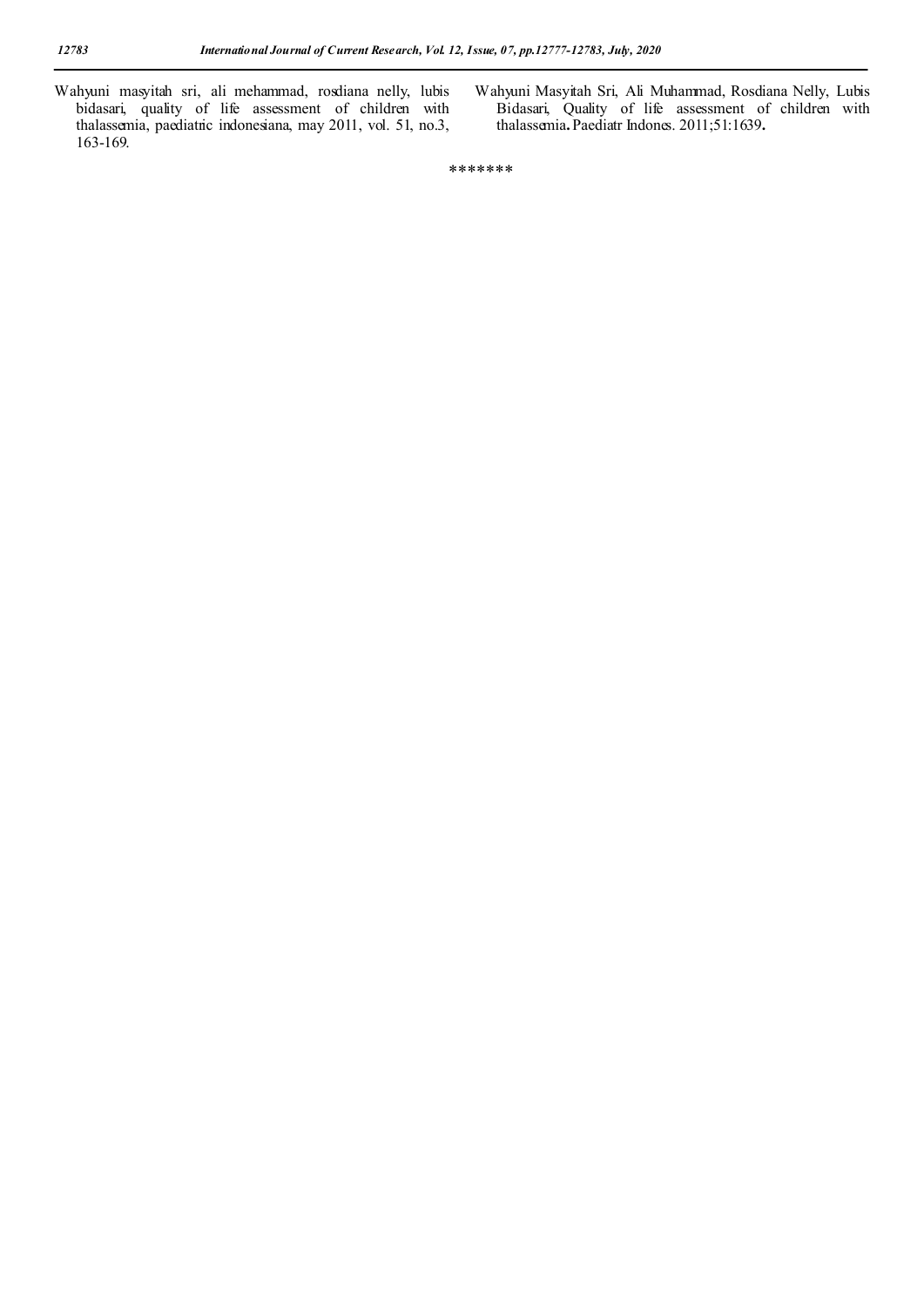Wahyuni masyitah sri, ali mehammad, rosdiana nelly, lubis bidasari, quality of life assessment of children with thalassemia, paediatric indonesiana, may 2011, vol. 51, no.3, 163-169.

Wahyuni Masyitah Sri, Ali Muhammad, Rosdiana Nelly, Lubis Bidasari, Quality of life assessment of children with thalassemia. Paediatr Indones. 2011;51:1639.

*******